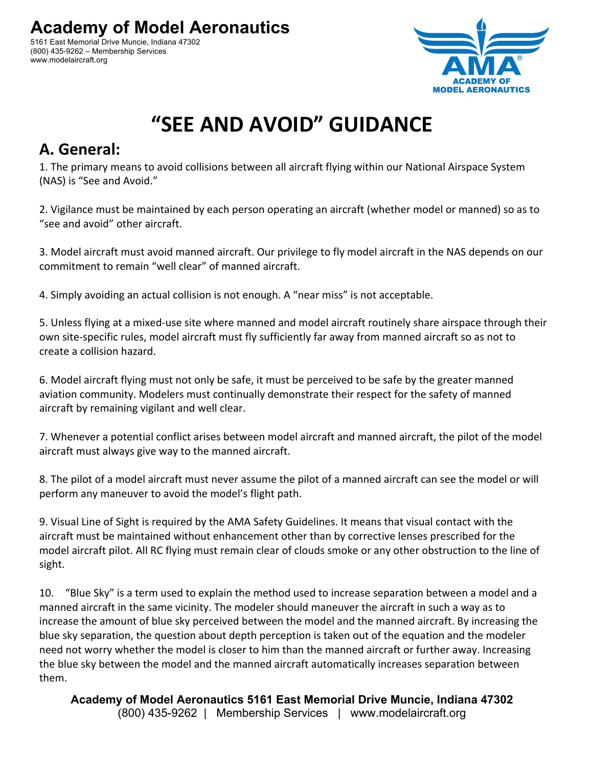# Academy of Model Aeronautics

5161 East Memorial Drive Muncie, Indiana 47302
(800) 435-9262 – Membership Services
www.modelaircraft.org

# "SEE AND AVOID" GUIDANCE

## A. General:

1. The primary means to avoid collisions between all aircraft flying within our National Airspace System (NAS) is "See and Avoid."

2. Vigilance must be maintained by each person operating an aircraft (whether model or manned) so as to "see and avoid" other aircraft.

3. Model aircraft must avoid manned aircraft. Our privilege to fly model aircraft in the NAS depends on our commitment to remain "well clear" of manned aircraft.

4. Simply avoiding an actual collision is not enough. A "near miss" is not acceptable.

5. Unless flying at a mixed-use site where manned and model aircraft routinely share airspace through their own site-specific rules, model aircraft must fly sufficiently far away from manned aircraft so as not to create a collision hazard.

6. Model aircraft flying must not only be safe, it must be perceived to be safe by the greater manned aviation community. Modelers must continually demonstrate their respect for the safety of manned aircraft by remaining vigilant and well clear.

7. Whenever a potential conflict arises between model aircraft and manned aircraft, the pilot of the model aircraft must always give way to the manned aircraft.

8. The pilot of a model aircraft must never assume the pilot of a manned aircraft can see the model or will perform any maneuver to avoid the model's flight path.

9. Visual Line of Sight is required by the AMA Safety Guidelines. It means that visual contact with the aircraft must be maintained without enhancement other than by corrective lenses prescribed for the model aircraft pilot. All RC flying must remain clear of clouds smoke or any other obstruction to the line of sight.

10. "Blue Sky" is a term used to explain the method used to increase separation between a model and a manned aircraft in the same vicinity. The modeler should maneuver the aircraft in such a way as to increase the amount of blue sky perceived between the model and the manned aircraft. By increasing the blue sky separation, the question about depth perception is taken out of the equation and the modeler need not worry whether the model is closer to him than the manned aircraft or further away. Increasing the blue sky between the model and the manned aircraft automatically increases separation between them.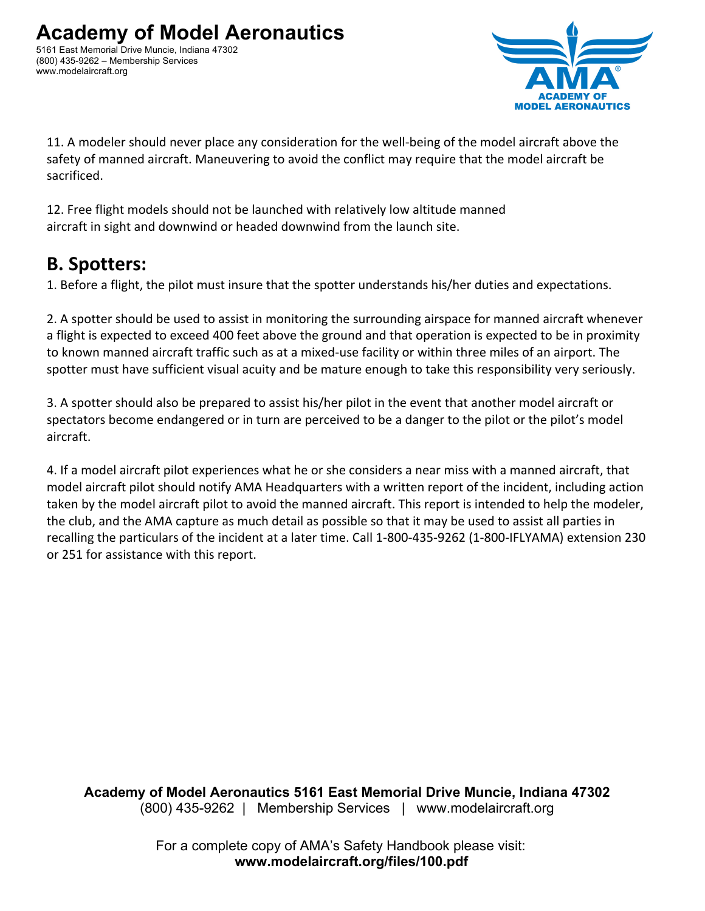11. A modeler should never place any consideration for the well-being of the model aircraft above the safety of manned aircraft. Maneuvering to avoid the conflict may require that the model aircraft be sacrificed.

12. Free flight models should not be launched with relatively low altitude manned aircraft in sight and downwind or headed downwind from the launch site.

## B. Spotters:

1. Before a flight, the pilot must insure that the spotter understands his/her duties and expectations.

2. A spotter should be used to assist in monitoring the surrounding airspace for manned aircraft whenever a flight is expected to exceed 400 feet above the ground and that operation is expected to be in proximity to known manned aircraft traffic such as at a mixed-use facility or within three miles of an airport. The spotter must have sufficient visual acuity and be mature enough to take this responsibility very seriously.

3. A spotter should also be prepared to assist his/her pilot in the event that another model aircraft or spectators become endangered or in turn are perceived to be a danger to the pilot or the pilot's model aircraft.

4. If a model aircraft pilot experiences what he or she considers a near miss with a manned aircraft, that model aircraft pilot should notify AMA Headquarters with a written report of the incident, including action taken by the model aircraft pilot to avoid the manned aircraft. This report is intended to help the modeler, the club, and the AMA capture as much detail as possible so that it may be used to assist all parties in recalling the particulars of the incident at a later time. Call 1-800-435-9262 (1-800-IFLYAMA) extension 230 or 251 for assistance with this report.

For a complete copy of AMA's Safety Handbook please visit:
**www.modelaircraft.org/files/100.pdf**